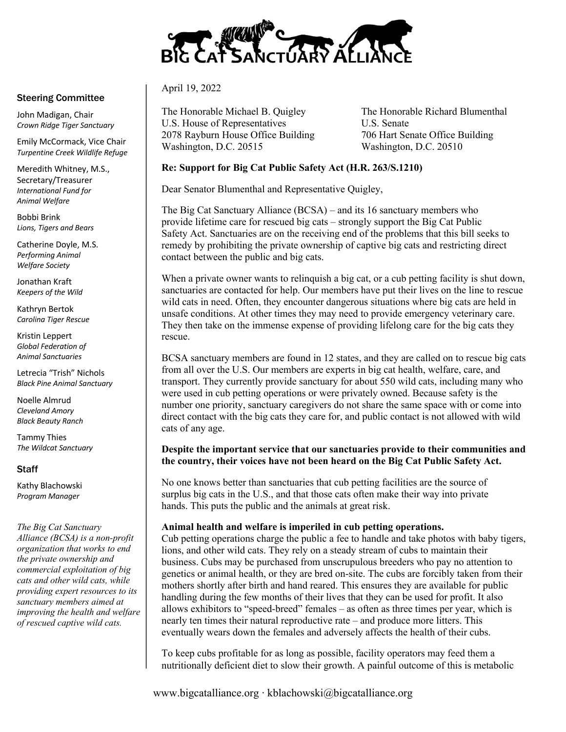# BIG CAT SANCTUARY ALLIANCE

### Steering Committee

John Madigan, Chair
*Crown Ridge Tiger Sanctuary*

Emily McCormack, Vice Chair
*Turpentine Creek Wildlife Refuge*

Meredith Whitney, M.S., Secretary/Treasurer
*International Fund for Animal Welfare*

Bobbi Brink
*Lions, Tigers and Bears*

Catherine Doyle, M.S.
*Performing Animal Welfare Society*

Jonathan Kraft
*Keepers of the Wild*

Kathryn Bertok
*Carolina Tiger Rescue*

Kristin Leppert
*Global Federation of Animal Sanctuaries*

Letrecia "Trish" Nichols
*Black Pine Animal Sanctuary*

Noelle Almrud
*Cleveland Amory Black Beauty Ranch*

Tammy Thies
*The Wildcat Sanctuary*

### Staff

Kathy Blachowski
*Program Manager*

*The Big Cat Sanctuary Alliance (BCSA) is a non-profit organization that works to end the private ownership and commercial exploitation of big cats and other wild cats, while providing expert resources to its sanctuary members aimed at improving the health and welfare of rescued captive wild cats.*

---

April 19, 2022

The Honorable Michael B. Quigley
U.S. House of Representatives
2078 Rayburn House Office Building
Washington, D.C. 20515

The Honorable Richard Blumenthal
U.S. Senate
706 Hart Senate Office Building
Washington, D.C. 20510

**Re: Support for Big Cat Public Safety Act (H.R. 263/S.1210)**

Dear Senator Blumenthal and Representative Quigley,

The Big Cat Sanctuary Alliance (BCSA) – and its 16 sanctuary members who provide lifetime care for rescued big cats – strongly support the Big Cat Public Safety Act. Sanctuaries are on the receiving end of the problems that this bill seeks to remedy by prohibiting the private ownership of captive big cats and restricting direct contact between the public and big cats.

When a private owner wants to relinquish a big cat, or a cub petting facility is shut down, sanctuaries are contacted for help. Our members have put their lives on the line to rescue wild cats in need. Often, they encounter dangerous situations where big cats are held in unsafe conditions. At other times they may need to provide emergency veterinary care. They then take on the immense expense of providing lifelong care for the big cats they rescue.

BCSA sanctuary members are found in 12 states, and they are called on to rescue big cats from all over the U.S. Our members are experts in big cat health, welfare, care, and transport. They currently provide sanctuary for about 550 wild cats, including many who were used in cub petting operations or were privately owned. Because safety is the number one priority, sanctuary caregivers do not share the same space with or come into direct contact with the big cats they care for, and public contact is not allowed with wild cats of any age.

**Despite the important service that our sanctuaries provide to their communities and the country, their voices have not been heard on the Big Cat Public Safety Act.**

No one knows better than sanctuaries that cub petting facilities are the source of surplus big cats in the U.S., and that those cats often make their way into private hands. This puts the public and the animals at great risk.

**Animal health and welfare is imperiled in cub petting operations.**
Cub petting operations charge the public a fee to handle and take photos with baby tigers, lions, and other wild cats. They rely on a steady stream of cubs to maintain their business. Cubs may be purchased from unscrupulous breeders who pay no attention to genetics or animal health, or they are bred on-site. The cubs are forcibly taken from their mothers shortly after birth and hand reared. This ensures they are available for public handling during the few months of their lives that they can be used for profit. It also allows exhibitors to "speed-breed" females – as often as three times per year, which is nearly ten times their natural reproductive rate – and produce more litters. This eventually wears down the females and adversely affects the health of their cubs.

To keep cubs profitable for as long as possible, facility operators may feed them a nutritionally deficient diet to slow their growth. A painful outcome of this is metabolic

www.bigcatalliance.org · kblachowski@bigcatalliance.org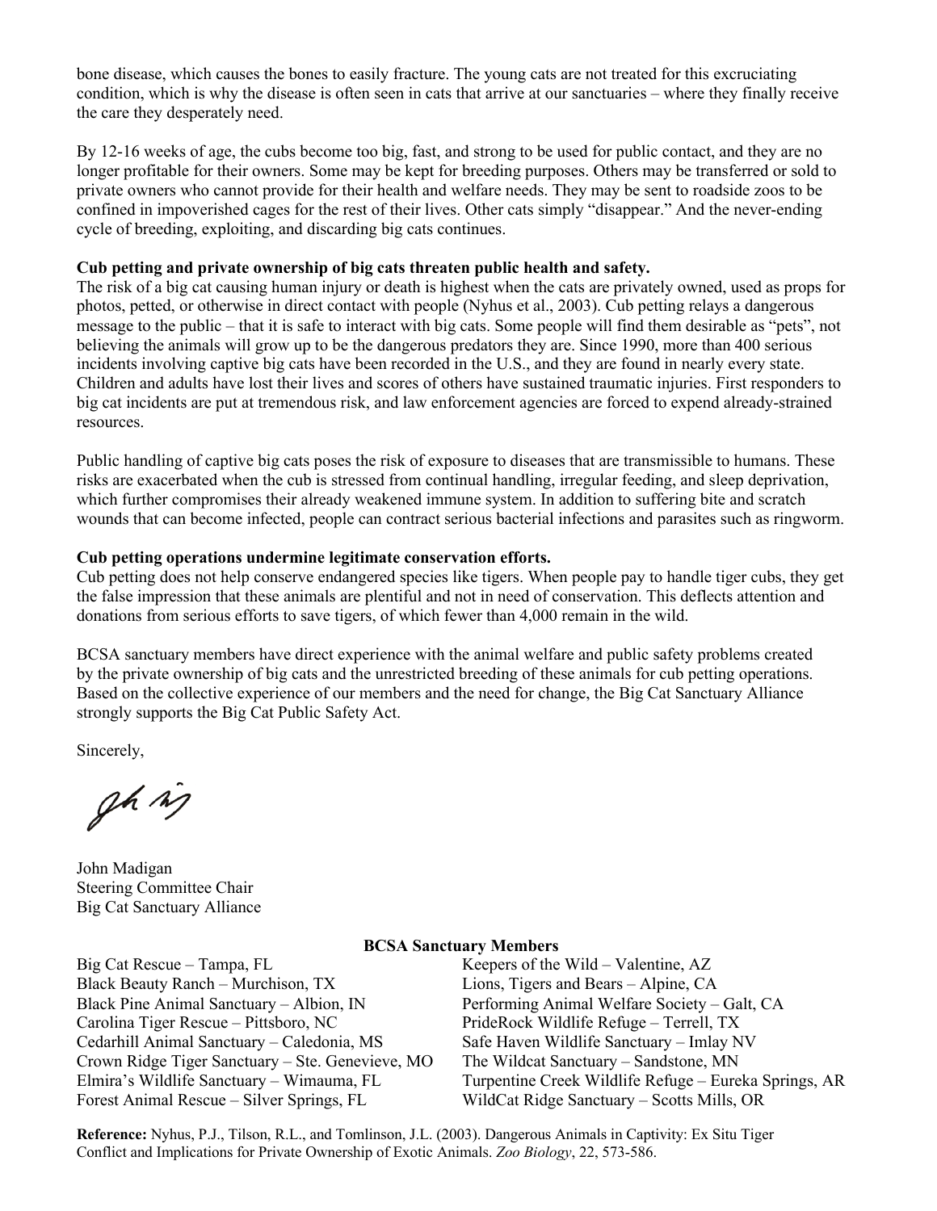bone disease, which causes the bones to easily fracture. The young cats are not treated for this excruciating condition, which is why the disease is often seen in cats that arrive at our sanctuaries – where they finally receive the care they desperately need.

By 12-16 weeks of age, the cubs become too big, fast, and strong to be used for public contact, and they are no longer profitable for their owners. Some may be kept for breeding purposes. Others may be transferred or sold to private owners who cannot provide for their health and welfare needs. They may be sent to roadside zoos to be confined in impoverished cages for the rest of their lives. Other cats simply "disappear." And the never-ending cycle of breeding, exploiting, and discarding big cats continues.

**Cub petting and private ownership of big cats threaten public health and safety.**
The risk of a big cat causing human injury or death is highest when the cats are privately owned, used as props for photos, petted, or otherwise in direct contact with people (Nyhus et al., 2003). Cub petting relays a dangerous message to the public – that it is safe to interact with big cats. Some people will find them desirable as "pets", not believing the animals will grow up to be the dangerous predators they are. Since 1990, more than 400 serious incidents involving captive big cats have been recorded in the U.S., and they are found in nearly every state. Children and adults have lost their lives and scores of others have sustained traumatic injuries. First responders to big cat incidents are put at tremendous risk, and law enforcement agencies are forced to expend already-strained resources.

Public handling of captive big cats poses the risk of exposure to diseases that are transmissible to humans. These risks are exacerbated when the cub is stressed from continual handling, irregular feeding, and sleep deprivation, which further compromises their already weakened immune system. In addition to suffering bite and scratch wounds that can become infected, people can contract serious bacterial infections and parasites such as ringworm.

**Cub petting operations undermine legitimate conservation efforts.**
Cub petting does not help conserve endangered species like tigers. When people pay to handle tiger cubs, they get the false impression that these animals are plentiful and not in need of conservation. This deflects attention and donations from serious efforts to save tigers, of which fewer than 4,000 remain in the wild.

BCSA sanctuary members have direct experience with the animal welfare and public safety problems created by the private ownership of big cats and the unrestricted breeding of these animals for cub petting operations. Based on the collective experience of our members and the need for change, the Big Cat Sanctuary Alliance strongly supports the Big Cat Public Safety Act.

Sincerely,

John Madigan
Steering Committee Chair
Big Cat Sanctuary Alliance

**BCSA Sanctuary Members**

Big Cat Rescue – Tampa, FL
Black Beauty Ranch – Murchison, TX
Black Pine Animal Sanctuary – Albion, IN
Carolina Tiger Rescue – Pittsboro, NC
Cedarhill Animal Sanctuary – Caledonia, MS
Crown Ridge Tiger Sanctuary – Ste. Genevieve, MO
Elmira's Wildlife Sanctuary – Wimauma, FL
Forest Animal Rescue – Silver Springs, FL
Keepers of the Wild – Valentine, AZ
Lions, Tigers and Bears – Alpine, CA
Performing Animal Welfare Society – Galt, CA
PrideRock Wildlife Refuge – Terrell, TX
Safe Haven Wildlife Sanctuary – Imlay NV
The Wildcat Sanctuary – Sandstone, MN
Turpentine Creek Wildlife Refuge – Eureka Springs, AR
WildCat Ridge Sanctuary – Scotts Mills, OR

**Reference:** Nyhus, P.J., Tilson, R.L., and Tomlinson, J.L. (2003). Dangerous Animals in Captivity: Ex Situ Tiger Conflict and Implications for Private Ownership of Exotic Animals. *Zoo Biology*, 22, 573-586.